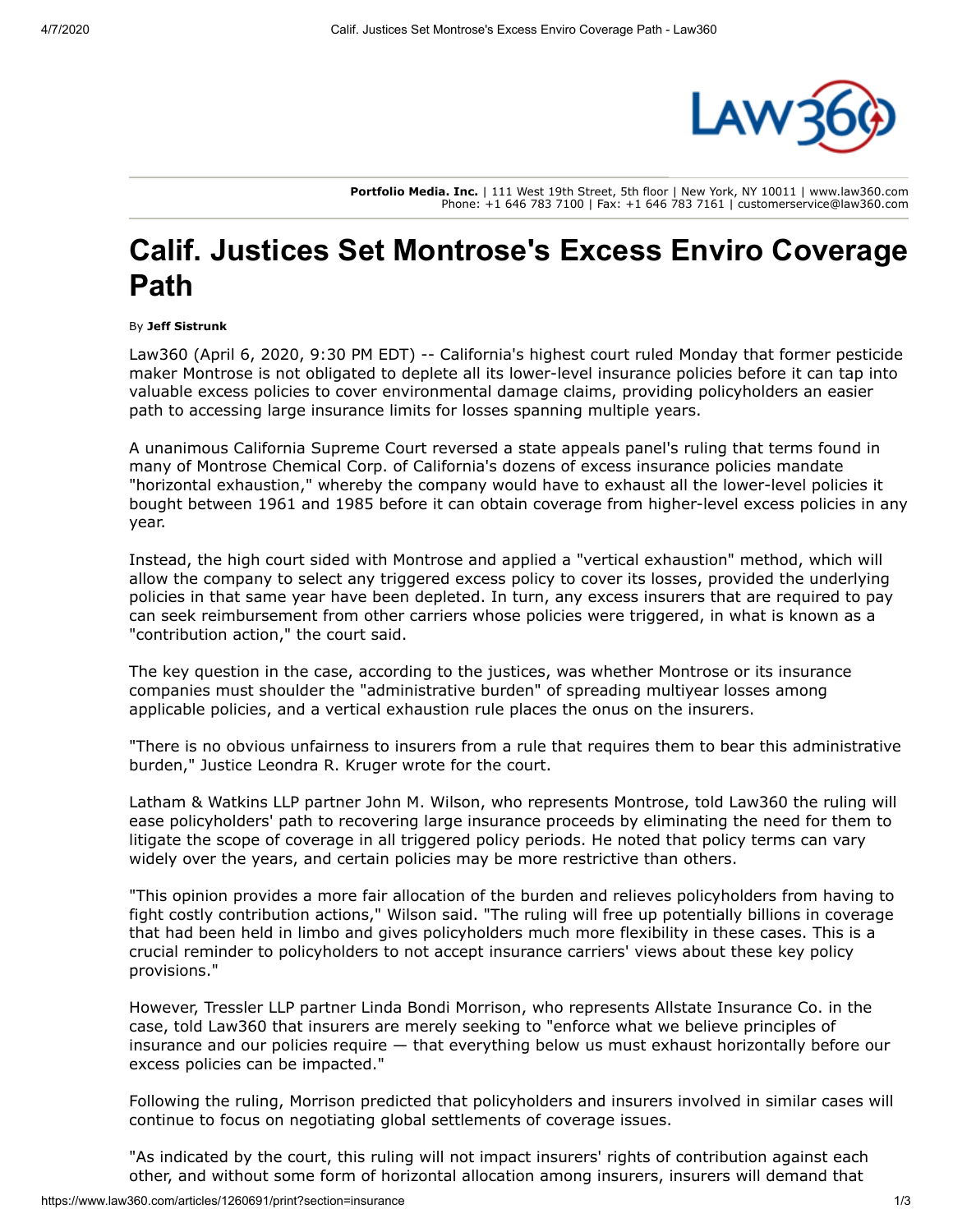Portfolio Media. Inc. | 111 West 19th Street, 5th floor | New York, NY 10011 | www.law360.com
Phone: +1 646 783 7100 | Fax: +1 646 783 7161 | customerservice@law360.com

# Calif. Justices Set Montrose's Excess Enviro Coverage Path

By **Jeff Sistrunk**

Law360 (April 6, 2020, 9:30 PM EDT) -- California's highest court ruled Monday that former pesticide maker Montrose is not obligated to deplete all its lower-level insurance policies before it can tap into valuable excess policies to cover environmental damage claims, providing policyholders an easier path to accessing large insurance limits for losses spanning multiple years.

A unanimous California Supreme Court reversed a state appeals panel's ruling that terms found in many of Montrose Chemical Corp. of California's dozens of excess insurance policies mandate "horizontal exhaustion," whereby the company would have to exhaust all the lower-level policies it bought between 1961 and 1985 before it can obtain coverage from higher-level excess policies in any year.

Instead, the high court sided with Montrose and applied a "vertical exhaustion" method, which will allow the company to select any triggered excess policy to cover its losses, provided the underlying policies in that same year have been depleted. In turn, any excess insurers that are required to pay can seek reimbursement from other carriers whose policies were triggered, in what is known as a "contribution action," the court said.

The key question in the case, according to the justices, was whether Montrose or its insurance companies must shoulder the "administrative burden" of spreading multiyear losses among applicable policies, and a vertical exhaustion rule places the onus on the insurers.

"There is no obvious unfairness to insurers from a rule that requires them to bear this administrative burden," Justice Leondra R. Kruger wrote for the court.

Latham & Watkins LLP partner John M. Wilson, who represents Montrose, told Law360 the ruling will ease policyholders' path to recovering large insurance proceeds by eliminating the need for them to litigate the scope of coverage in all triggered policy periods. He noted that policy terms can vary widely over the years, and certain policies may be more restrictive than others.

"This opinion provides a more fair allocation of the burden and relieves policyholders from having to fight costly contribution actions," Wilson said. "The ruling will free up potentially billions in coverage that had been held in limbo and gives policyholders much more flexibility in these cases. This is a crucial reminder to policyholders to not accept insurance carriers' views about these key policy provisions."

However, Tressler LLP partner Linda Bondi Morrison, who represents Allstate Insurance Co. in the case, told Law360 that insurers are merely seeking to "enforce what we believe principles of insurance and our policies require — that everything below us must exhaust horizontally before our excess policies can be impacted."

Following the ruling, Morrison predicted that policyholders and insurers involved in similar cases will continue to focus on negotiating global settlements of coverage issues.

"As indicated by the court, this ruling will not impact insurers' rights of contribution against each other, and without some form of horizontal allocation among insurers, insurers will demand that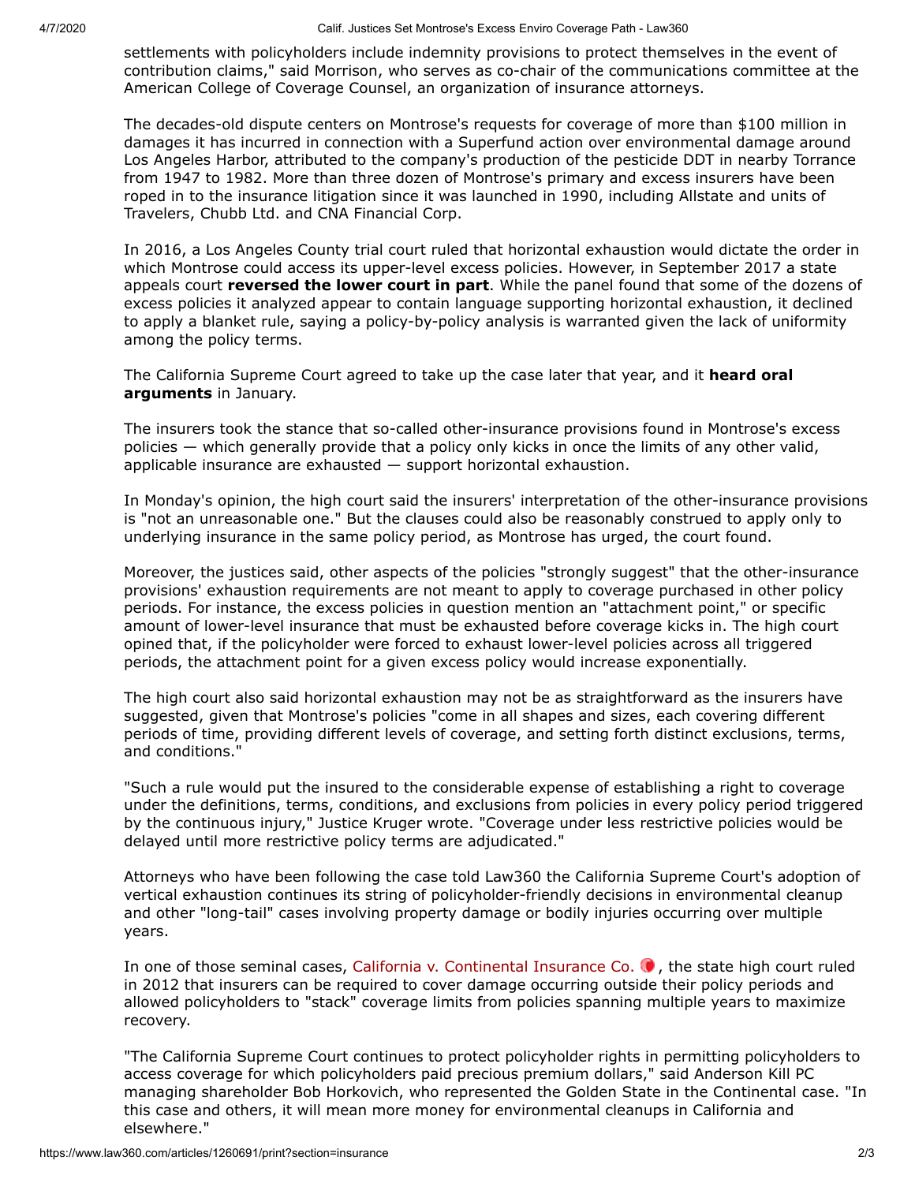settlements with policyholders include indemnity provisions to protect themselves in the event of contribution claims," said Morrison, who serves as co-chair of the communications committee at the American College of Coverage Counsel, an organization of insurance attorneys.

The decades-old dispute centers on Montrose's requests for coverage of more than $100 million in damages it has incurred in connection with a Superfund action over environmental damage around Los Angeles Harbor, attributed to the company's production of the pesticide DDT in nearby Torrance from 1947 to 1982. More than three dozen of Montrose's primary and excess insurers have been roped in to the insurance litigation since it was launched in 1990, including Allstate and units of Travelers, Chubb Ltd. and CNA Financial Corp.

In 2016, a Los Angeles County trial court ruled that horizontal exhaustion would dictate the order in which Montrose could access its upper-level excess policies. However, in September 2017 a state appeals court **reversed the lower court in part**. While the panel found that some of the dozens of excess policies it analyzed appear to contain language supporting horizontal exhaustion, it declined to apply a blanket rule, saying a policy-by-policy analysis is warranted given the lack of uniformity among the policy terms.

The California Supreme Court agreed to take up the case later that year, and it **heard oral arguments** in January.

The insurers took the stance that so-called other-insurance provisions found in Montrose's excess policies — which generally provide that a policy only kicks in once the limits of any other valid, applicable insurance are exhausted — support horizontal exhaustion.

In Monday's opinion, the high court said the insurers' interpretation of the other-insurance provisions is "not an unreasonable one." But the clauses could also be reasonably construed to apply only to underlying insurance in the same policy period, as Montrose has urged, the court found.

Moreover, the justices said, other aspects of the policies "strongly suggest" that the other-insurance provisions' exhaustion requirements are not meant to apply to coverage purchased in other policy periods. For instance, the excess policies in question mention an "attachment point," or specific amount of lower-level insurance that must be exhausted before coverage kicks in. The high court opined that, if the policyholder were forced to exhaust lower-level policies across all triggered periods, the attachment point for a given excess policy would increase exponentially.

The high court also said horizontal exhaustion may not be as straightforward as the insurers have suggested, given that Montrose's policies "come in all shapes and sizes, each covering different periods of time, providing different levels of coverage, and setting forth distinct exclusions, terms, and conditions."

"Such a rule would put the insured to the considerable expense of establishing a right to coverage under the definitions, terms, conditions, and exclusions from policies in every policy period triggered by the continuous injury," Justice Kruger wrote. "Coverage under less restrictive policies would be delayed until more restrictive policy terms are adjudicated."

Attorneys who have been following the case told Law360 the California Supreme Court's adoption of vertical exhaustion continues its string of policyholder-friendly decisions in environmental cleanup and other "long-tail" cases involving property damage or bodily injuries occurring over multiple years.

In one of those seminal cases, California v. Continental Insurance Co., the state high court ruled in 2012 that insurers can be required to cover damage occurring outside their policy periods and allowed policyholders to "stack" coverage limits from policies spanning multiple years to maximize recovery.

"The California Supreme Court continues to protect policyholder rights in permitting policyholders to access coverage for which policyholders paid precious premium dollars," said Anderson Kill PC managing shareholder Bob Horkovich, who represented the Golden State in the Continental case. "In this case and others, it will mean more money for environmental cleanups in California and elsewhere."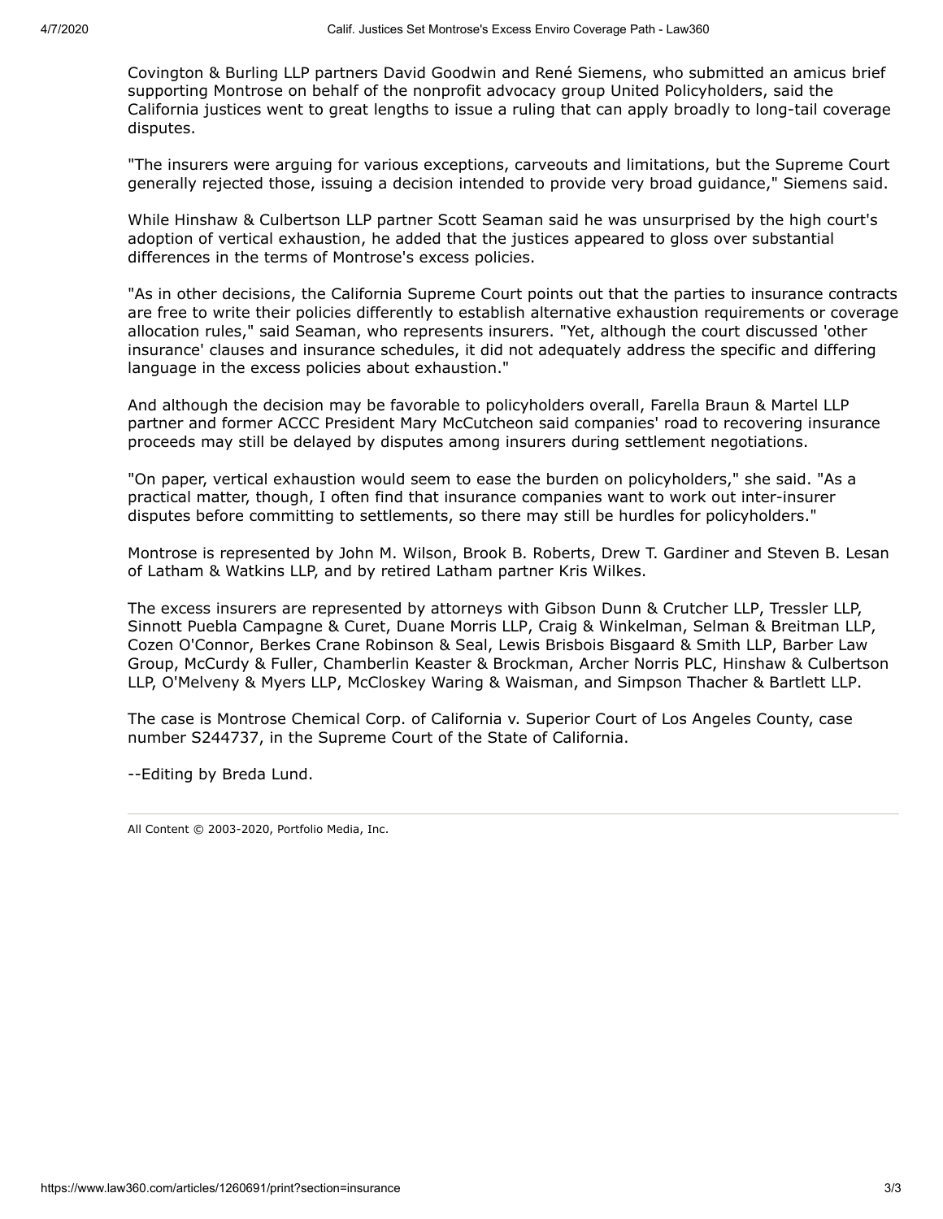Covington & Burling LLP partners David Goodwin and René Siemens, who submitted an amicus brief supporting Montrose on behalf of the nonprofit advocacy group United Policyholders, said the California justices went to great lengths to issue a ruling that can apply broadly to long-tail coverage disputes.

"The insurers were arguing for various exceptions, carveouts and limitations, but the Supreme Court generally rejected those, issuing a decision intended to provide very broad guidance," Siemens said.

While Hinshaw & Culbertson LLP partner Scott Seaman said he was unsurprised by the high court's adoption of vertical exhaustion, he added that the justices appeared to gloss over substantial differences in the terms of Montrose's excess policies.

"As in other decisions, the California Supreme Court points out that the parties to insurance contracts are free to write their policies differently to establish alternative exhaustion requirements or coverage allocation rules," said Seaman, who represents insurers. "Yet, although the court discussed 'other insurance' clauses and insurance schedules, it did not adequately address the specific and differing language in the excess policies about exhaustion."

And although the decision may be favorable to policyholders overall, Farella Braun & Martel LLP partner and former ACCC President Mary McCutcheon said companies' road to recovering insurance proceeds may still be delayed by disputes among insurers during settlement negotiations.

"On paper, vertical exhaustion would seem to ease the burden on policyholders," she said. "As a practical matter, though, I often find that insurance companies want to work out inter-insurer disputes before committing to settlements, so there may still be hurdles for policyholders."

Montrose is represented by John M. Wilson, Brook B. Roberts, Drew T. Gardiner and Steven B. Lesan of Latham & Watkins LLP, and by retired Latham partner Kris Wilkes.

The excess insurers are represented by attorneys with Gibson Dunn & Crutcher LLP, Tressler LLP, Sinnott Puebla Campagne & Curet, Duane Morris LLP, Craig & Winkelman, Selman & Breitman LLP, Cozen O'Connor, Berkes Crane Robinson & Seal, Lewis Brisbois Bisgaard & Smith LLP, Barber Law Group, McCurdy & Fuller, Chamberlin Keaster & Brockman, Archer Norris PLC, Hinshaw & Culbertson LLP, O'Melveny & Myers LLP, McCloskey Waring & Waisman, and Simpson Thacher & Bartlett LLP.

The case is Montrose Chemical Corp. of California v. Superior Court of Los Angeles County, case number S244737, in the Supreme Court of the State of California.

--Editing by Breda Lund.

All Content © 2003-2020, Portfolio Media, Inc.